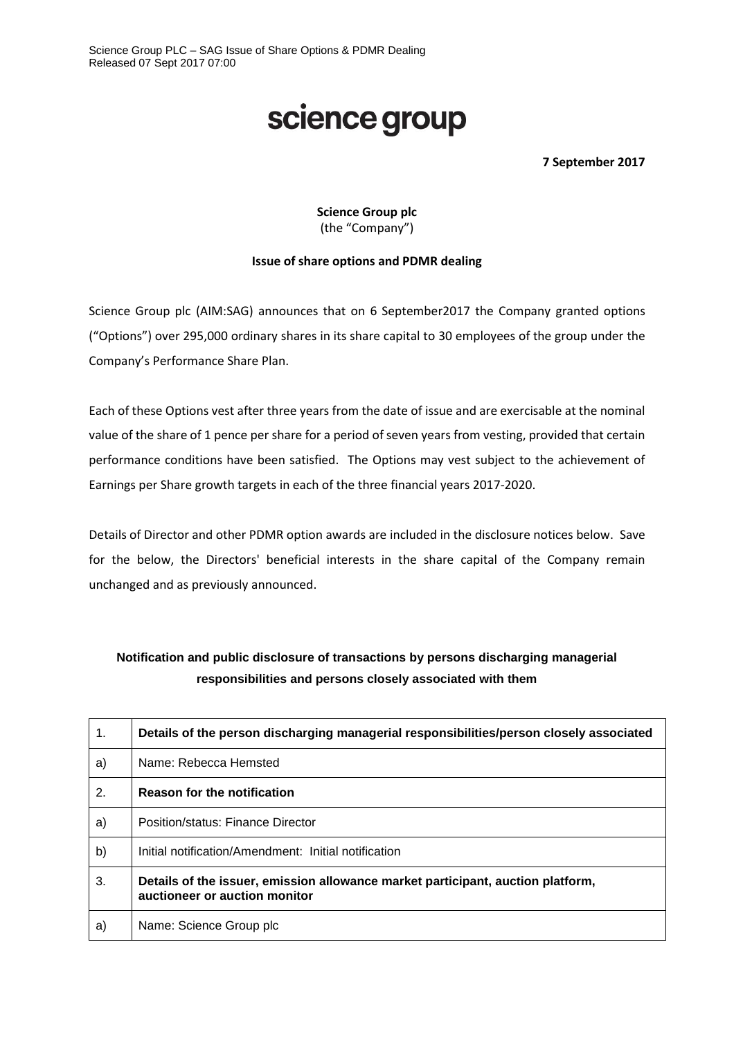Science Group PLC – SAG Issue of Share Options & PDMR Dealing
Released 07 Sept 2017 07:00

# science group

**7 September 2017**

**Science Group plc**
(the "Company")

**Issue of share options and PDMR dealing**

Science Group plc (AIM:SAG) announces that on 6 September2017 the Company granted options ("Options") over 295,000 ordinary shares in its share capital to 30 employees of the group under the Company's Performance Share Plan.

Each of these Options vest after three years from the date of issue and are exercisable at the nominal value of the share of 1 pence per share for a period of seven years from vesting, provided that certain performance conditions have been satisfied. The Options may vest subject to the achievement of Earnings per Share growth targets in each of the three financial years 2017-2020.

Details of Director and other PDMR option awards are included in the disclosure notices below. Save for the below, the Directors' beneficial interests in the share capital of the Company remain unchanged and as previously announced.

**Notification and public disclosure of transactions by persons discharging managerial responsibilities and persons closely associated with them**

| 1. | **Details of the person discharging managerial responsibilities/person closely associated** |
|---|---|
| a) | Name: Rebecca Hemsted |
| 2. | **Reason for the notification** |
| a) | Position/status: Finance Director |
| b) | Initial notification/Amendment: Initial notification |
| 3. | **Details of the issuer, emission allowance market participant, auction platform, auctioneer or auction monitor** |
| a) | Name: Science Group plc |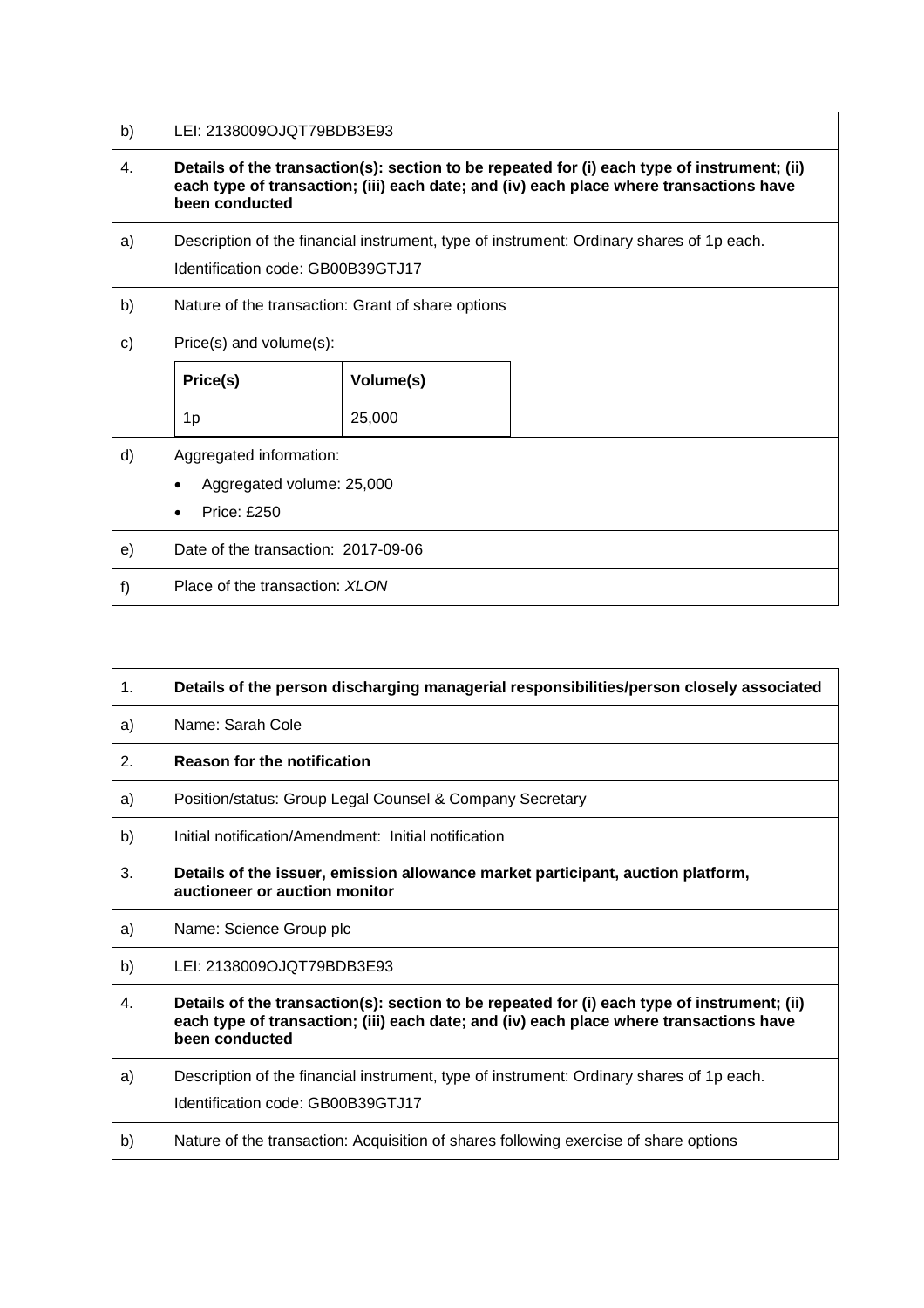| | |
|---|---|
| b) | LEI: 2138009OJQT79BDB3E93 |
| 4. | **Details of the transaction(s): section to be repeated for (i) each type of instrument; (ii) each type of transaction; (iii) each date; and (iv) each place where transactions have been conducted** |
| a) | Description of the financial instrument, type of instrument: Ordinary shares of 1p each.<br>Identification code: GB00B39GTJ17 |
| b) | Nature of the transaction: Grant of share options |
| c) | Price(s) and volume(s):<br><br>**Price(s)**: 1p — **Volume(s)**: 25,000 |
| d) | Aggregated information:<br>• Aggregated volume: 25,000<br>• Price: £250 |
| e) | Date of the transaction: 2017-09-06 |
| f) | Place of the transaction: *XLON* |

| | |
|---|---|
| 1. | **Details of the person discharging managerial responsibilities/person closely associated** |
| a) | Name: Sarah Cole |
| 2. | **Reason for the notification** |
| a) | Position/status: Group Legal Counsel & Company Secretary |
| b) | Initial notification/Amendment: Initial notification |
| 3. | **Details of the issuer, emission allowance market participant, auction platform, auctioneer or auction monitor** |
| a) | Name: Science Group plc |
| b) | LEI: 2138009OJQT79BDB3E93 |
| 4. | **Details of the transaction(s): section to be repeated for (i) each type of instrument; (ii) each type of transaction; (iii) each date; and (iv) each place where transactions have been conducted** |
| a) | Description of the financial instrument, type of instrument: Ordinary shares of 1p each.<br>Identification code: GB00B39GTJ17 |
| b) | Nature of the transaction: Acquisition of shares following exercise of share options |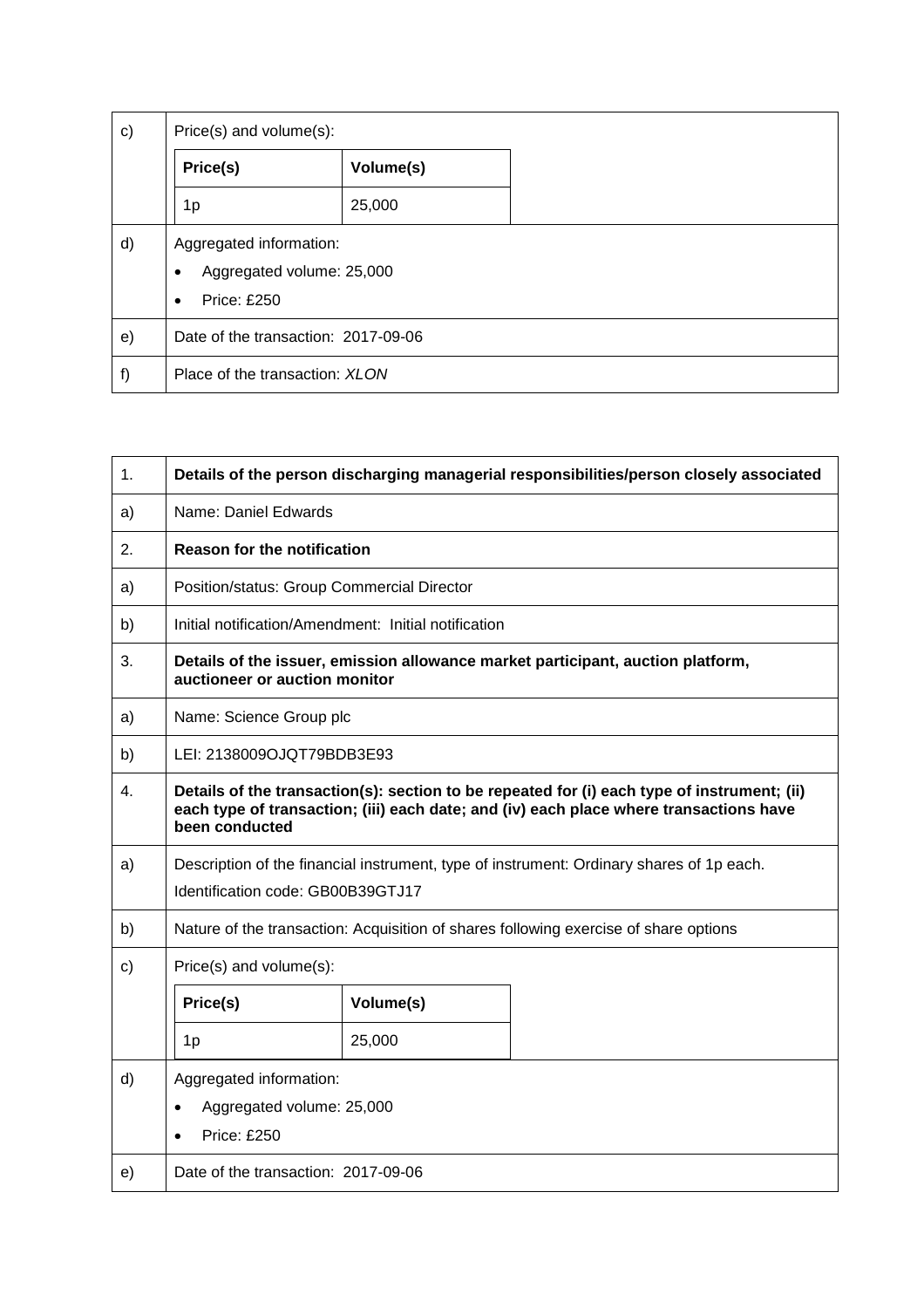| | |
|---|---|
| c) | Price(s) and volume(s): |
| | **Price(s)** \| **Volume(s)** |
| | 1p \| 25,000 |
| d) | Aggregated information:<br>• Aggregated volume: 25,000<br>• Price: £250 |
| e) | Date of the transaction: 2017-09-06 |
| f) | Place of the transaction: *XLON* |

| | |
|---|---|
| 1. | **Details of the person discharging managerial responsibilities/person closely associated** |
| a) | Name: Daniel Edwards |
| 2. | **Reason for the notification** |
| a) | Position/status: Group Commercial Director |
| b) | Initial notification/Amendment: Initial notification |
| 3. | **Details of the issuer, emission allowance market participant, auction platform, auctioneer or auction monitor** |
| a) | Name: Science Group plc |
| b) | LEI: 2138009OJQT79BDB3E93 |
| 4. | **Details of the transaction(s): section to be repeated for (i) each type of instrument; (ii) each type of transaction; (iii) each date; and (iv) each place where transactions have been conducted** |
| a) | Description of the financial instrument, type of instrument: Ordinary shares of 1p each.<br>Identification code: GB00B39GTJ17 |
| b) | Nature of the transaction: Acquisition of shares following exercise of share options |
| c) | Price(s) and volume(s): |
| | **Price(s)** \| **Volume(s)** |
| | 1p \| 25,000 |
| d) | Aggregated information:<br>• Aggregated volume: 25,000<br>• Price: £250 |
| e) | Date of the transaction: 2017-09-06 |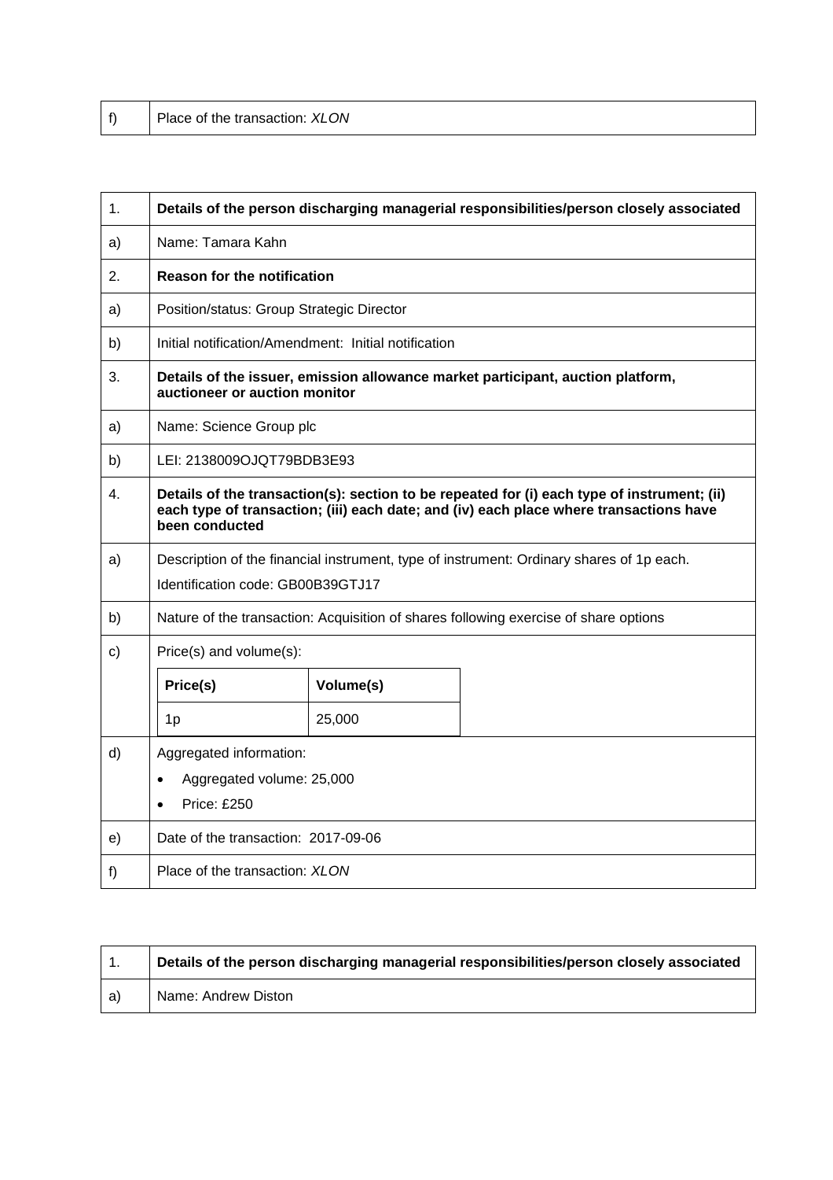| f) | Place of the transaction: *XLON* |
|---|---|

| 1. | **Details of the person discharging managerial responsibilities/person closely associated** |
|---|---|
| a) | Name: Tamara Kahn |
| 2. | **Reason for the notification** |
| a) | Position/status: Group Strategic Director |
| b) | Initial notification/Amendment: Initial notification |
| 3. | **Details of the issuer, emission allowance market participant, auction platform, auctioneer or auction monitor** |
| a) | Name: Science Group plc |
| b) | LEI: 2138009OJQT79BDB3E93 |
| 4. | **Details of the transaction(s): section to be repeated for (i) each type of instrument; (ii) each type of transaction; (iii) each date; and (iv) each place where transactions have been conducted** |
| a) | Description of the financial instrument, type of instrument: Ordinary shares of 1p each.<br>Identification code: GB00B39GTJ17 |
| b) | Nature of the transaction: Acquisition of shares following exercise of share options |
| c) | Price(s) and volume(s):<br>**Price(s)**: 1p — **Volume(s)**: 25,000 |
| d) | Aggregated information:<br>• Aggregated volume: 25,000<br>• Price: £250 |
| e) | Date of the transaction: 2017-09-06 |
| f) | Place of the transaction: *XLON* |

| 1. | **Details of the person discharging managerial responsibilities/person closely associated** |
|---|---|
| a) | Name: Andrew Diston |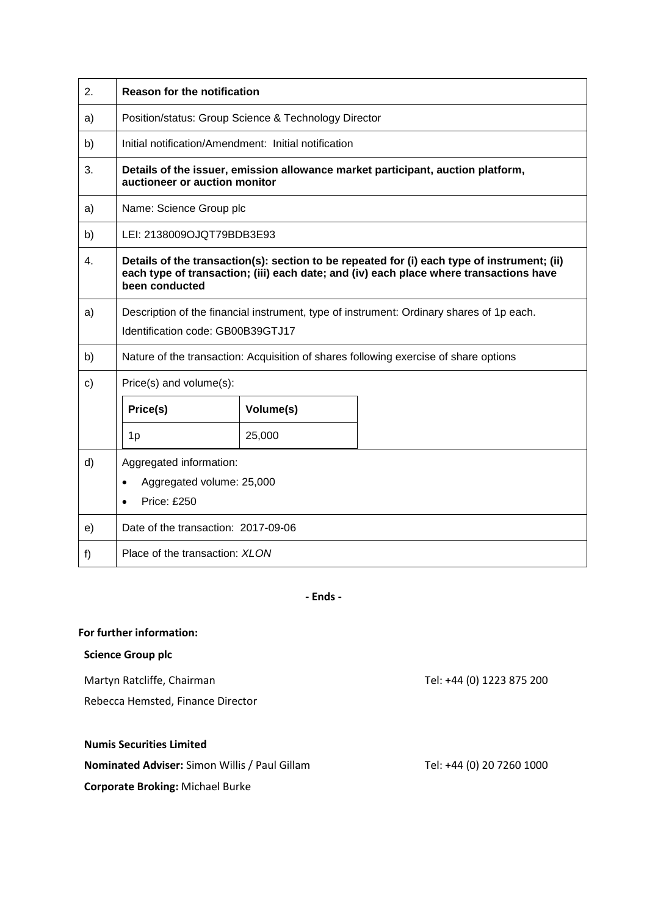| | |
|---|---|
| 2. | **Reason for the notification** |
| a) | Position/status: Group Science & Technology Director |
| b) | Initial notification/Amendment: Initial notification |
| 3. | **Details of the issuer, emission allowance market participant, auction platform, auctioneer or auction monitor** |
| a) | Name: Science Group plc |
| b) | LEI: 2138009OJQT79BDB3E93 |
| 4. | **Details of the transaction(s): section to be repeated for (i) each type of instrument; (ii) each type of transaction; (iii) each date; and (iv) each place where transactions have been conducted** |
| a) | Description of the financial instrument, type of instrument: Ordinary shares of 1p each. Identification code: GB00B39GTJ17 |
| b) | Nature of the transaction: Acquisition of shares following exercise of share options |
| c) | Price(s) and volume(s): **Price(s)**: 1p; **Volume(s)**: 25,000 |
| d) | Aggregated information: • Aggregated volume: 25,000 • Price: £250 |
| e) | Date of the transaction: 2017-09-06 |
| f) | Place of the transaction: *XLON* |

**- Ends -**

**For further information:**

**Science Group plc**

Martyn Ratcliffe, Chairman — Tel: +44 (0) 1223 875 200

Rebecca Hemsted, Finance Director

**Numis Securities Limited**

**Nominated Adviser:** Simon Willis / Paul Gillam — Tel: +44 (0) 20 7260 1000

**Corporate Broking:** Michael Burke